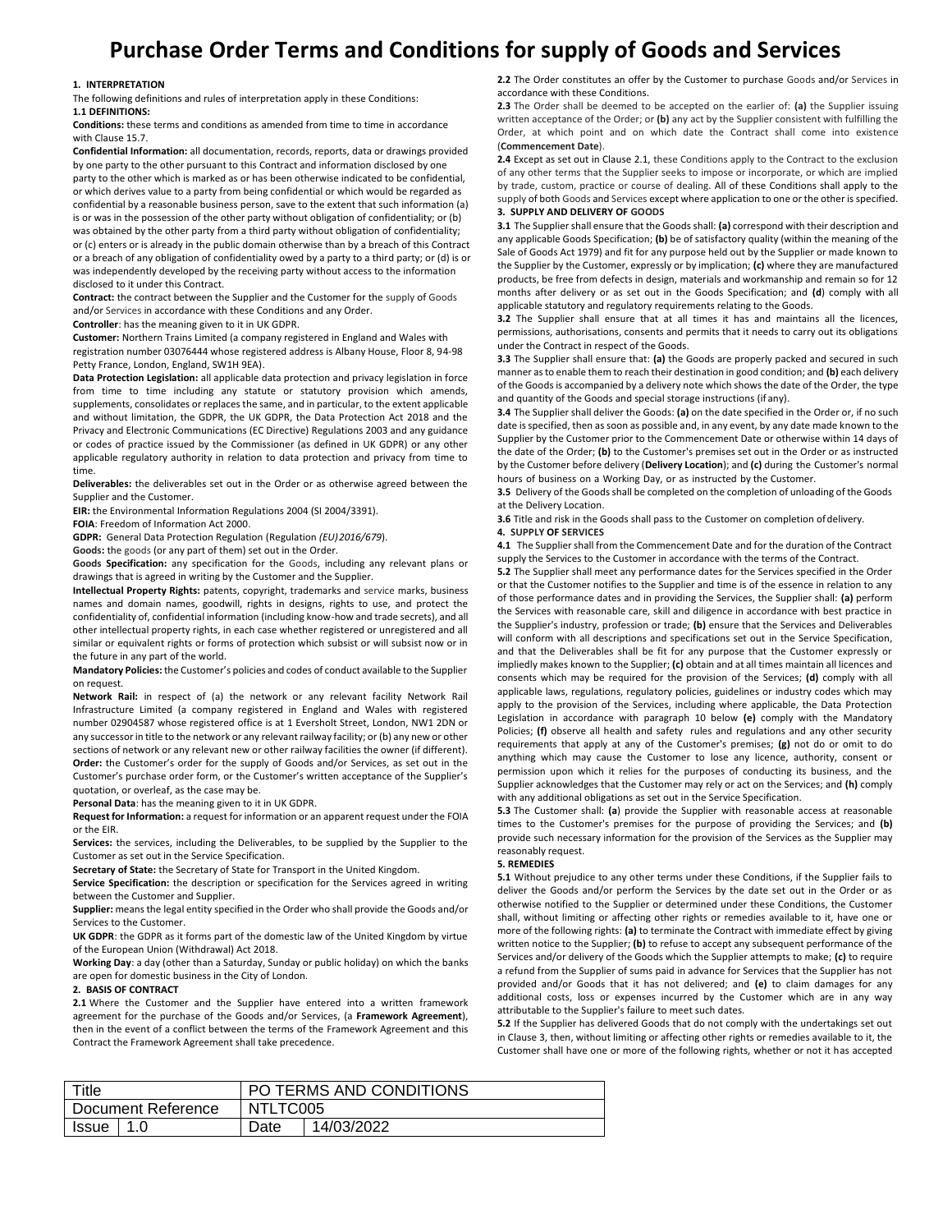# Purchase Order Terms and Conditions for supply of Goods and Services

**1. INTERPRETATION**

The following definitions and rules of interpretation apply in these Conditions:

**1.1 DEFINITIONS:**

**Conditions:** these terms and conditions as amended from time to time in accordance with Clause 15.7.

**Confidential Information:** all documentation, records, reports, data or drawings provided by one party to the other pursuant to this Contract and information disclosed by one party to the other which is marked as or has been otherwise indicated to be confidential, or which derives value to a party from being confidential or which would be regarded as confidential by a reasonable business person, save to the extent that such information (a) is or was in the possession of the other party without obligation of confidentiality; or (b) was obtained by the other party from a third party without obligation of confidentiality; or (c) enters or is already in the public domain otherwise than by a breach of this Contract or a breach of any obligation of confidentiality owed by a party to a third party; or (d) is or was independently developed by the receiving party without access to the information disclosed to it under this Contract.

**Contract:** the contract between the Supplier and the Customer for the supply of Goods and/or Services in accordance with these Conditions and any Order.

**Controller**: has the meaning given to it in UK GDPR.

**Customer:** Northern Trains Limited (a company registered in England and Wales with registration number 03076444 whose registered address is Albany House, Floor 8, 94-98 Petty France, London, England, SW1H 9EA).

**Data Protection Legislation:** all applicable data protection and privacy legislation in force from time to time including any statute or statutory provision which amends, supplements, consolidates or replaces the same, and in particular, to the extent applicable and without limitation, the GDPR, the UK GDPR, the Data Protection Act 2018 and the Privacy and Electronic Communications (EC Directive) Regulations 2003 and any guidance or codes of practice issued by the Commissioner (as defined in UK GDPR) or any other applicable regulatory authority in relation to data protection and privacy from time to time.

**Deliverables:** the deliverables set out in the Order or as otherwise agreed between the Supplier and the Customer.

**EIR:** the Environmental Information Regulations 2004 (SI 2004/3391).

**FOIA**: Freedom of Information Act 2000.

**GDPR:** General Data Protection Regulation (Regulation *(EU) 2016/679*).

**Goods:** the goods (or any part of them) set out in the Order.

**Goods Specification:** any specification for the Goods, including any relevant plans or drawings that is agreed in writing by the Customer and the Supplier.

**Intellectual Property Rights:** patents, copyright, trademarks and service marks, business names and domain names, goodwill, rights in designs, rights to use, and protect the confidentiality of, confidential information (including know-how and trade secrets), and all other intellectual property rights, in each case whether registered or unregistered and all similar or equivalent rights or forms of protection which subsist or will subsist now or in the future in any part of the world.

**Mandatory Policies:** the Customer's policies and codes of conduct available to the Supplier on request.

**Network Rail:** in respect of (a) the network or any relevant facility Network Rail Infrastructure Limited (a company registered in England and Wales with registered number 02904587 whose registered office is at 1 Eversholt Street, London, NW1 2DN or any successor in title to the network or any relevant railway facility; or (b) any new or other sections of network or any relevant new or other railway facilities the owner (if different).

**Order:** the Customer's order for the supply of Goods and/or Services, as set out in the Customer's purchase order form, or the Customer's written acceptance of the Supplier's quotation, or overleaf, as the case may be.

**Personal Data**: has the meaning given to it in UK GDPR.

**Request for Information:** a request for information or an apparent request under the FOIA or the EIR.

**Services:** the services, including the Deliverables, to be supplied by the Supplier to the Customer as set out in the Service Specification.

**Secretary of State:** the Secretary of State for Transport in the United Kingdom.

**Service Specification:** the description or specification for the Services agreed in writing between the Customer and Supplier.

**Supplier:** means the legal entity specified in the Order who shall provide the Goods and/or Services to the Customer.

**UK GDPR**: the GDPR as it forms part of the domestic law of the United Kingdom by virtue of the European Union (Withdrawal) Act 2018.

**Working Day**: a day (other than a Saturday, Sunday or public holiday) on which the banks are open for domestic business in the City of London.

**2. BASIS OF CONTRACT**

**2.1** Where the Customer and the Supplier have entered into a written framework agreement for the purchase of the Goods and/or Services, (a **Framework Agreement**), then in the event of a conflict between the terms of the Framework Agreement and this Contract the Framework Agreement shall take precedence.

**2.2** The Order constitutes an offer by the Customer to purchase Goods and/or Services in accordance with these Conditions.

**2.3** The Order shall be deemed to be accepted on the earlier of: **(a)** the Supplier issuing written acceptance of the Order; or **(b)** any act by the Supplier consistent with fulfilling the Order, at which point and on which date the Contract shall come into existence (**Commencement Date**).

**2.4** Except as set out in Clause 2.1, these Conditions apply to the Contract to the exclusion of any other terms that the Supplier seeks to impose or incorporate, or which are implied by trade, custom, practice or course of dealing. All of these Conditions shall apply to the supply of both Goods and Services except where application to one or the other is specified.

**3. SUPPLY AND DELIVERY OF GOODS**

**3.1** The Supplier shall ensure that the Goods shall: **(a)** correspond with their description and any applicable Goods Specification; **(b)** be of satisfactory quality (within the meaning of the Sale of Goods Act 1979) and fit for any purpose held out by the Supplier or made known to the Supplier by the Customer, expressly or by implication; **(c)** where they are manufactured products, be free from defects in design, materials and workmanship and remain so for 12 months after delivery or as set out in the Goods Specification; and **(d)** comply with all applicable statutory and regulatory requirements relating to the Goods.

**3.2** The Supplier shall ensure that at all times it has and maintains all the licences, permissions, authorisations, consents and permits that it needs to carry out its obligations under the Contract in respect of the Goods.

**3.3** The Supplier shall ensure that: **(a)** the Goods are properly packed and secured in such manner as to enable them to reach their destination in good condition; and **(b)** each delivery of the Goods is accompanied by a delivery note which shows the date of the Order, the type and quantity of the Goods and special storage instructions (if any).

**3.4** The Supplier shall deliver the Goods: **(a)** on the date specified in the Order or, if no such date is specified, then as soon as possible and, in any event, by any date made known to the Supplier by the Customer prior to the Commencement Date or otherwise within 14 days of the date of the Order; **(b)** to the Customer's premises set out in the Order or as instructed by the Customer before delivery (**Delivery Location**); and **(c)** during the Customer's normal hours of business on a Working Day, or as instructed by the Customer.

**3.5** Delivery of the Goods shall be completed on the completion of unloading of the Goods at the Delivery Location.

**3.6** Title and risk in the Goods shall pass to the Customer on completion of delivery.

**4. SUPPLY OF SERVICES**

**4.1** The Supplier shall from the Commencement Date and for the duration of the Contract supply the Services to the Customer in accordance with the terms of the Contract.

**5.2** The Supplier shall meet any performance dates for the Services specified in the Order or that the Customer notifies to the Supplier and time is of the essence in relation to any of those performance dates and in providing the Services, the Supplier shall: **(a)** perform the Services with reasonable care, skill and diligence in accordance with best practice in the Supplier's industry, profession or trade; **(b)** ensure that the Services and Deliverables will conform with all descriptions and specifications set out in the Service Specification, and that the Deliverables shall be fit for any purpose that the Customer expressly or impliedly makes known to the Supplier; **(c)** obtain and at all times maintain all licences and consents which may be required for the provision of the Services; **(d)** comply with all applicable laws, regulations, regulatory policies, guidelines or industry codes which may apply to the provision of the Services, including where applicable, the Data Protection Legislation in accordance with paragraph 10 below **(e)** comply with the Mandatory Policies; **(f)** observe all health and safety rules and regulations and any other security requirements that apply at any of the Customer's premises; **(g)** not do or omit to do anything which may cause the Customer to lose any licence, authority, consent or permission upon which it relies for the purposes of conducting its business, and the Supplier acknowledges that the Customer may rely or act on the Services; and **(h)** comply with any additional obligations as set out in the Service Specification.

**5.3** The Customer shall: **(a)** provide the Supplier with reasonable access at reasonable times to the Customer's premises for the purpose of providing the Services; and **(b)** provide such necessary information for the provision of the Services as the Supplier may reasonably request.

**5. REMEDIES**

**5.1** Without prejudice to any other terms under these Conditions, if the Supplier fails to deliver the Goods and/or perform the Services by the date set out in the Order or as otherwise notified to the Supplier or determined under these Conditions, the Customer shall, without limiting or affecting other rights or remedies available to it, have one or more of the following rights: **(a)** to terminate the Contract with immediate effect by giving written notice to the Supplier; **(b)** to refuse to accept any subsequent performance of the Services and/or delivery of the Goods which the Supplier attempts to make; **(c)** to require a refund from the Supplier of sums paid in advance for Services that the Supplier has not provided and/or Goods that it has not delivered; and **(e)** to claim damages for any additional costs, loss or expenses incurred by the Customer which are in any way attributable to the Supplier's failure to meet such dates.

**5.2** If the Supplier has delivered Goods that do not comply with the undertakings set out in Clause 3, then, without limiting or affecting other rights or remedies available to it, the Customer shall have one or more of the following rights, whether or not it has accepted

| Title | | PO TERMS AND CONDITIONS | |
|---|---|---|---|
| Document Reference | | NTLTC005 | |
| Issue | 1.0 | Date | 14/03/2022 |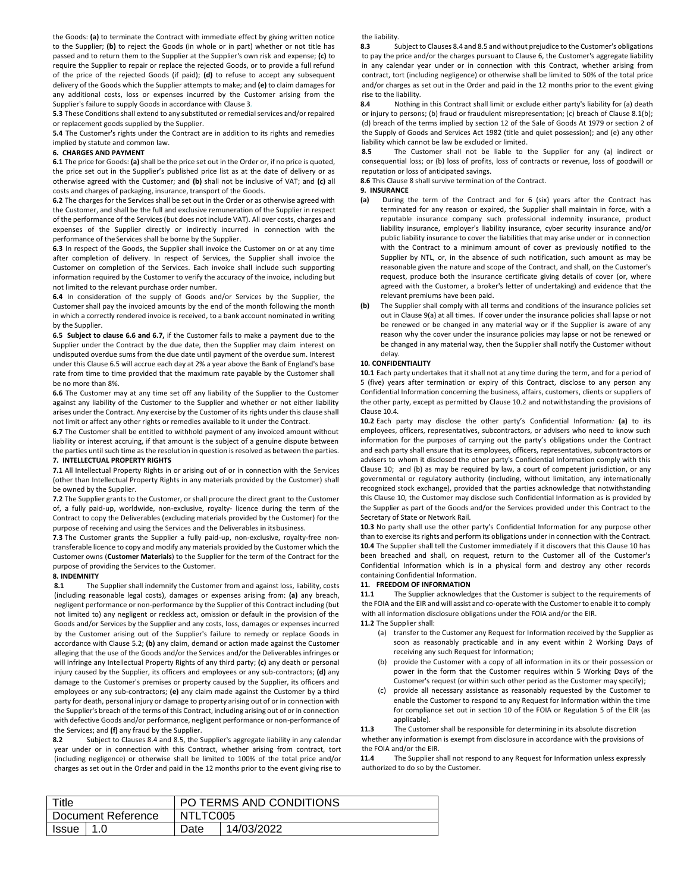the Goods: **(a)** to terminate the Contract with immediate effect by giving written notice to the Supplier; **(b)** to reject the Goods (in whole or in part) whether or not title has passed and to return them to the Supplier at the Supplier's own risk and expense; **(c)** to require the Supplier to repair or replace the rejected Goods, or to provide a full refund of the price of the rejected Goods (if paid); **(d)** to refuse to accept any subsequent delivery of the Goods which the Supplier attempts to make; and **(e)** to claim damages for any additional costs, loss or expenses incurred by the Customer arising from the Supplier's failure to supply Goods in accordance with Clause 3.

**5.3** These Conditions shall extend to any substituted or remedial services and/or repaired or replacement goods supplied by the Supplier.

**5.4** The Customer's rights under the Contract are in addition to its rights and remedies implied by statute and common law.

**6. CHARGES AND PAYMENT**

**6.1** The price for Goods: **(a)** shall be the price set out in the Order or, if no price is quoted, the price set out in the Supplier's published price list as at the date of delivery or as otherwise agreed with the Customer; and **(b)** shall not be inclusive of VAT; and **(c)** all costs and charges of packaging, insurance, transport of the Goods.

**6.2** The charges for the Services shall be set out in the Order or as otherwise agreed with the Customer, and shall be the full and exclusive remuneration of the Supplier in respect of the performance of the Services (but does not include VAT). All over costs, charges and expenses of the Supplier directly or indirectly incurred in connection with the performance of the Services shall be borne by the Supplier.

**6.3** In respect of the Goods, the Supplier shall invoice the Customer on or at any time after completion of delivery. In respect of Services, the Supplier shall invoice the Customer on completion of the Services. Each invoice shall include such supporting information required by the Customer to verify the accuracy of the invoice, including but not limited to the relevant purchase order number.

**6.4** In consideration of the supply of Goods and/or Services by the Supplier, the Customer shall pay the invoiced amounts by the end of the month following the month in which a correctly rendered invoice is received, to a bank account nominated in writing by the Supplier.

**6.5 Subject to clause 6.6 and 6.7,** if the Customer fails to make a payment due to the Supplier under the Contract by the due date, then the Supplier may claim interest on undisputed overdue sums from the due date until payment of the overdue sum. Interest under this Clause 6.5 will accrue each day at 2% a year above the Bank of England's base rate from time to time provided that the maximum rate payable by the Customer shall be no more than 8%.

**6.6** The Customer may at any time set off any liability of the Supplier to the Customer against any liability of the Customer to the Supplier and whether or not either liability arises under the Contract. Any exercise by the Customer of its rights under this clause shall not limit or affect any other rights or remedies available to it under the Contract.

**6.7** The Customer shall be entitled to withhold payment of any invoiced amount without liability or interest accruing, if that amount is the subject of a genuine dispute between the parties until such time as the resolution in question is resolved as between the parties.

**7. INTELLECTUAL PROPERTY RIGHTS**

**7.1** All Intellectual Property Rights in or arising out of or in connection with the Services (other than Intellectual Property Rights in any materials provided by the Customer) shall be owned by the Supplier.

**7.2** The Supplier grants to the Customer, or shall procure the direct grant to the Customer of, a fully paid-up, worldwide, non-exclusive, royalty- licence during the term of the Contract to copy the Deliverables (excluding materials provided by the Customer) for the purpose of receiving and using the Services and the Deliverables in itsbusiness.

**7.3** The Customer grants the Supplier a fully paid-up, non-exclusive, royalty-free non-transferable licence to copy and modify any materials provided by the Customer which the Customer owns (**Customer Materials**) to the Supplier for the term of the Contract for the purpose of providing the Services to the Customer.

**8. INDEMNITY**

**8.1** The Supplier shall indemnify the Customer from and against loss, liability, costs (including reasonable legal costs), damages or expenses arising from: **(a)** any breach, negligent performance or non-performance by the Supplier of this Contract including (but not limited to) any negligent or reckless act, omission or default in the provision of the Goods and/or Services by the Supplier and any costs, loss, damages or expenses incurred by the Customer arising out of the Supplier's failure to remedy or replace Goods in accordance with Clause 5.2; **(b)** any claim, demand or action made against the Customer alleging that the use of the Goods and/or the Services and/or the Deliverables infringes or will infringe any Intellectual Property Rights of any third party; **(c)** any death or personal injury caused by the Supplier, its officers and employees or any sub-contractors; **(d)** any damage to the Customer's premises or property caused by the Supplier, its officers and employees or any sub-contractors; **(e)** any claim made against the Customer by a third party for death, personal injury or damage to property arising out of or in connection with the Supplier's breach of the terms of this Contract, including arising out of or in connection with defective Goods and/or performance, negligent performance or non-performance of the Services; and **(f)** any fraud by the Supplier.

**8.2** Subject to Clauses 8.4 and 8.5, the Supplier's aggregate liability in any calendar year under or in connection with this Contract, whether arising from contract, tort (including negligence) or otherwise shall be limited to 100% of the total price and/or charges as set out in the Order and paid in the 12 months prior to the event giving rise to the liability.

**8.3** Subject to Clauses 8.4 and 8.5 and without prejudice to the Customer's obligations to pay the price and/or the charges pursuant to Clause 6, the Customer's aggregate liability in any calendar year under or in connection with this Contract, whether arising from contract, tort (including negligence) or otherwise shall be limited to 50% of the total price and/or charges as set out in the Order and paid in the 12 months prior to the event giving rise to the liability.

**8.4** Nothing in this Contract shall limit or exclude either party's liability for (a) death or injury to persons; (b) fraud or fraudulent misrepresentation; (c) breach of Clause 8.1(b); (d) breach of the terms implied by section 12 of the Sale of Goods At 1979 or section 2 of the Supply of Goods and Services Act 1982 (title and quiet possession); and (e) any other liability which cannot be law be excluded or limited.

**8.5** The Customer shall not be liable to the Supplier for any (a) indirect or consequential loss; or (b) loss of profits, loss of contracts or revenue, loss of goodwill or reputation or loss of anticipated savings.

**8.6** This Clause 8 shall survive termination of the Contract.

**9. INSURANCE**

**(a)** During the term of the Contract and for 6 (six) years after the Contract has terminated for any reason or expired, the Supplier shall maintain in force, with a reputable insurance company such professional indemnity insurance, product liability insurance, employer's liability insurance, cyber security insurance and/or public liability insurance to cover the liabilities that may arise under or in connection with the Contract to a minimum amount of cover as previously notified to the Supplier by NTL, or, in the absence of such notification, such amount as may be reasonable given the nature and scope of the Contract, and shall, on the Customer's request, produce both the insurance certificate giving details of cover (or, where agreed with the Customer, a broker's letter of undertaking) and evidence that the relevant premiums have been paid.

**(b)** The Supplier shall comply with all terms and conditions of the insurance policies set out in Clause 9(a) at all times. If cover under the insurance policies shall lapse or not be renewed or be changed in any material way or if the Supplier is aware of any reason why the cover under the insurance policies may lapse or not be renewed or be changed in any material way, then the Supplier shall notify the Customer without delay.

**10. CONFIDENTIALITY**

**10.1** Each party undertakes that it shall not at any time during the term, and for a period of 5 (five) years after termination or expiry of this Contract, disclose to any person any Confidential Information concerning the business, affairs, customers, clients or suppliers of the other party, except as permitted by Clause 10.2 and notwithstanding the provisions of Clause 10.4.

**10.2** Each party may disclose the other party's Confidential Information: **(a)** to its employees, officers, representatives, subcontractors, or advisers who need to know such information for the purposes of carrying out the party's obligations under the Contract and each party shall ensure that its employees, officers, representatives, subcontractors or advisers to whom it disclosed the other party's Confidential Information comply with this Clause 10; and (b) as may be required by law, a court of competent jurisdiction, or any governmental or regulatory authority (including, without limitation, any internationally recognized stock exchange), provided that the parties acknowledge that notwithstanding this Clause 10, the Customer may disclose such Confidential Information as is provided by the Supplier as part of the Goods and/or the Services provided under this Contract to the Secretary of State or Network Rail.

**10.3** No party shall use the other party's Confidential Information for any purpose other than to exercise its rights and perform its obligations under in connection with the Contract.

**10.4** The Supplier shall tell the Customer immediately if it discovers that this Clause 10 has been breached and shall, on request, return to the Customer all of the Customer's Confidential Information which is in a physical form and destroy any other records containing Confidential Information.

**11. FREEDOM OF INFORMATION**

**11.1** The Supplier acknowledges that the Customer is subject to the requirements of the FOIA and the EIR and will assist and co-operate with the Customer to enable it to comply with all information disclosure obligations under the FOIA and/or the EIR.

**11.2** The Supplier shall:

(a) transfer to the Customer any Request for Information received by the Supplier as soon as reasonably practicable and in any event within 2 Working Days of receiving any such Request for Information;

(b) provide the Customer with a copy of all information in its or their possession or power in the form that the Customer requires within 5 Working Days of the Customer's request (or within such other period as the Customer may specify);

(c) provide all necessary assistance as reasonably requested by the Customer to enable the Customer to respond to any Request for Information within the time for compliance set out in section 10 of the FOIA or Regulation 5 of the EIR (as applicable).

**11.3** The Customer shall be responsible for determining in its absolute discretion whether any information is exempt from disclosure in accordance with the provisions of the FOIA and/or the EIR.

**11.4** The Supplier shall not respond to any Request for Information unless expressly authorized to do so by the Customer.

| Title | | PO TERMS AND CONDITIONS | |
|---|---|---|---|
| Document Reference | | NTLTC005 | |
| Issue | 1.0 | Date | 14/03/2022 |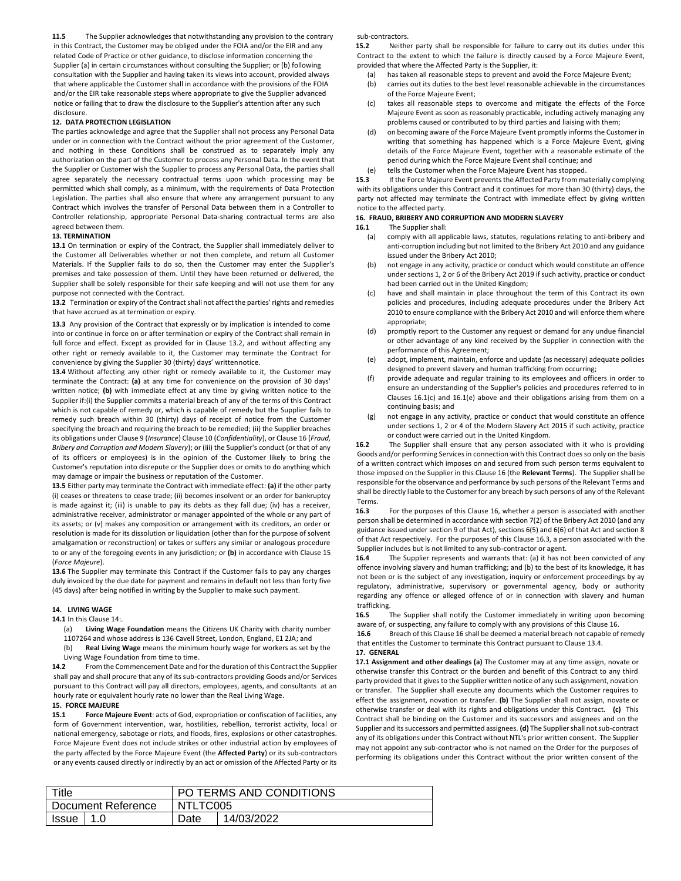**11.5** The Supplier acknowledges that notwithstanding any provision to the contrary in this Contract, the Customer may be obliged under the FOIA and/or the EIR and any related Code of Practice or other guidance, to disclose information concerning the Supplier (a) in certain circumstances without consulting the Supplier; or (b) following consultation with the Supplier and having taken its views into account, provided always that where applicable the Customer shall in accordance with the provisions of the FOIA and/or the EIR take reasonable steps where appropriate to give the Supplier advanced notice or failing that to draw the disclosure to the Supplier's attention after any such disclosure.

**12. DATA PROTECTION LEGISLATION**

The parties acknowledge and agree that the Supplier shall not process any Personal Data under or in connection with the Contract without the prior agreement of the Customer, and nothing in these Conditions shall be construed as to separately imply any authorization on the part of the Customer to process any Personal Data. In the event that the Supplier or Customer wish the Supplier to process any Personal Data, the parties shall agree separately the necessary contractual terms upon which processing may be permitted which shall comply, as a minimum, with the requirements of Data Protection Legislation. The parties shall also ensure that where any arrangement pursuant to any Contract which involves the transfer of Personal Data between them in a Controller to Controller relationship, appropriate Personal Data-sharing contractual terms are also agreed between them.

**13. TERMINATION**

**13.1** On termination or expiry of the Contract, the Supplier shall immediately deliver to the Customer all Deliverables whether or not then complete, and return all Customer Materials. If the Supplier fails to do so, then the Customer may enter the Supplier's premises and take possession of them. Until they have been returned or delivered, the Supplier shall be solely responsible for their safe keeping and will not use them for any purpose not connected with the Contract.

**13.2** Termination or expiry of the Contract shall not affect the parties' rights and remedies that have accrued as at termination or expiry.

**13.3** Any provision of the Contract that expressly or by implication is intended to come into or continue in force on or after termination or expiry of the Contract shall remain in full force and effect. Except as provided for in Clause 13.2, and without affecting any other right or remedy available to it, the Customer may terminate the Contract for convenience by giving the Supplier 30 (thirty) days' writtennotice.

**13.4** Without affecting any other right or remedy available to it, the Customer may terminate the Contract: **(a)** at any time for convenience on the provision of 30 days' written notice; **(b)** with immediate effect at any time by giving written notice to the Supplier if:(i) the Supplier commits a material breach of any of the terms of this Contract which is not capable of remedy or, which is capable of remedy but the Supplier fails to remedy such breach within 30 (thirty) days of receipt of notice from the Customer specifying the breach and requiring the breach to be remedied; (ii) the Supplier breaches its obligations under Clause 9 (*Insurance*) Clause 10 (*Confidentiality*), or Clause 16 (*Fraud, Bribery and Corruption and Modern Slavery*); or (iii) the Supplier's conduct (or that of any of its officers or employees) is in the opinion of the Customer likely to bring the Customer's reputation into disrepute or the Supplier does or omits to do anything which may damage or impair the business or reputation of the Customer.

**13.5** Either party may terminate the Contract with immediate effect: **(a)** if the other party (i) ceases or threatens to cease trade; (ii) becomes insolvent or an order for bankruptcy is made against it; (iii) is unable to pay its debts as they fall due; (iv) has a receiver, administrative receiver, administrator or manager appointed of the whole or any part of its assets; or (v) makes any composition or arrangement with its creditors, an order or resolution is made for its dissolution or liquidation (other than for the purpose of solvent amalgamation or reconstruction) or takes or suffers any similar or analogous procedure to or any of the foregoing events in any jurisdiction; or **(b)** in accordance with Clause 15 (*Force Majeure*).

**13.6** The Supplier may terminate this Contract if the Customer fails to pay any charges duly invoiced by the due date for payment and remains in default not less than forty five (45 days) after being notified in writing by the Supplier to make such payment.

**14. LIVING WAGE**

**14.1** In this Clause 14:.

(a) **Living Wage Foundation** means the Citizens UK Charity with charity number 1107264 and whose address is 136 Cavell Street, London, England, E1 2JA; and

(b) **Real Living Wage** means the minimum hourly wage for workers as set by the Living Wage Foundation from time to time.

**14.2** From the Commencement Date and for the duration of this Contract the Supplier shall pay and shall procure that any of its sub-contractors providing Goods and/or Services pursuant to this Contract will pay all directors, employees, agents, and consultants at an hourly rate or equivalent hourly rate no lower than the Real Living Wage.

**15. FORCE MAJEURE**

**15.1** **Force Majeure Event**: acts of God, expropriation or confiscation of facilities, any form of Government intervention, war, hostilities, rebellion, terrorist activity, local or national emergency, sabotage or riots, and floods, fires, explosions or other catastrophes. Force Majeure Event does not include strikes or other industrial action by employees of the party affected by the Force Majeure Event (the **Affected Party**) or its sub-contractors or any events caused directly or indirectly by an act or omission of the Affected Party or its sub-contractors.

**15.2** Neither party shall be responsible for failure to carry out its duties under this Contract to the extent to which the failure is directly caused by a Force Majeure Event, provided that where the Affected Party is the Supplier, it:

(a) has taken all reasonable steps to prevent and avoid the Force Majeure Event;

(b) carries out its duties to the best level reasonable achievable in the circumstances of the Force Majeure Event;

(c) takes all reasonable steps to overcome and mitigate the effects of the Force Majeure Event as soon as reasonably practicable, including actively managing any problems caused or contributed to by third parties and liaising with them;

(d) on becoming aware of the Force Majeure Event promptly informs the Customer in writing that something has happened which is a Force Majeure Event, giving details of the Force Majeure Event, together with a reasonable estimate of the period during which the Force Majeure Event shall continue; and

(e) tells the Customer when the Force Majeure Event has stopped.

**15.3** If the Force Majeure Event prevents the Affected Party from materially complying with its obligations under this Contract and it continues for more than 30 (thirty) days, the party not affected may terminate the Contract with immediate effect by giving written notice to the affected party.

**16. FRAUD, BRIBERY AND CORRUPTION AND MODERN SLAVERY**

**16.1** The Supplier shall:

(a) comply with all applicable laws, statutes, regulations relating to anti-bribery and anti-corruption including but not limited to the Bribery Act 2010 and any guidance issued under the Bribery Act 2010;

(b) not engage in any activity, practice or conduct which would constitute an offence under sections 1, 2 or 6 of the Bribery Act 2019 if such activity, practice or conduct had been carried out in the United Kingdom;

(c) have and shall maintain in place throughout the term of this Contract its own policies and procedures, including adequate procedures under the Bribery Act 2010 to ensure compliance with the Bribery Act 2010 and will enforce them where appropriate;

(d) promptly report to the Customer any request or demand for any undue financial or other advantage of any kind received by the Supplier in connection with the performance of this Agreement;

(e) adopt, implement, maintain, enforce and update (as necessary) adequate policies designed to prevent slavery and human trafficking from occurring;

(f) provide adequate and regular training to its employees and officers in order to ensure an understanding of the Supplier's policies and procedures referred to in Clauses 16.1(c) and 16.1(e) above and their obligations arising from them on a continuing basis; and

(g) not engage in any activity, practice or conduct that would constitute an offence under sections 1, 2 or 4 of the Modern Slavery Act 2015 if such activity, practice or conduct were carried out in the United Kingdom.

**16.2** The Supplier shall ensure that any person associated with it who is providing Goods and/or performing Services in connection with this Contract does so only on the basis of a written contract which imposes on and secured from such person terms equivalent to those imposed on the Supplier in this Clause 16 (the **Relevant Terms**). The Supplier shall be responsible for the observance and performance by such persons of the Relevant Terms and shall be directly liable to the Customer for any breach by such persons of any of the Relevant Terms.

**16.3** For the purposes of this Clause 16, whether a person is associated with another person shall be determined in accordance with section 7(2) of the Bribery Act 2010 (and any guidance issued under section 9 of that Act), sections 6(5) and 6(6) of that Act and section 8 of that Act respectively. For the purposes of this Clause 16.3, a person associated with the Supplier includes but is not limited to any sub-contractor or agent.

**16.4** The Supplier represents and warrants that: (a) it has not been convicted of any offence involving slavery and human trafficking; and (b) to the best of its knowledge, it has not been or is the subject of any investigation, inquiry or enforcement proceedings by ay regulatory, administrative, supervisory or governmental agency, body or authority regarding any offence or alleged offence of or in connection with slavery and human trafficking.

**16.5** The Supplier shall notify the Customer immediately in writing upon becoming aware of, or suspecting, any failure to comply with any provisions of this Clause 16.

**16.6** Breach of this Clause 16 shall be deemed a material breach not capable of remedy that entitles the Customer to terminate this Contract pursuant to Clause 13.4.

**17. GENERAL**

**17.1 Assignment and other dealings (a)** The Customer may at any time assign, novate or otherwise transfer this Contract or the burden and benefit of this Contract to any third party provided that it gives to the Supplier written notice of any such assignment, novation or transfer. The Supplier shall execute any documents which the Customer requires to effect the assignment, novation or transfer. **(b)** The Supplier shall not assign, novate or otherwise transfer or deal with its rights and obligations under this Contract. **(c)** This Contract shall be binding on the Customer and its successors and assignees and on the Supplier and its successors and permitted assignees. **(d)** The Supplier shall not sub-contract any of its obligations under this Contract without NTL's prior written consent. The Supplier may not appoint any sub-contractor who is not named on the Order for the purposes of performing its obligations under this Contract without the prior written consent of the

| Title | PO TERMS AND CONDITIONS | |
|---|---|---|
| Document Reference | NTLTC005 | |
| Issue 1.0 | Date | 14/03/2022 |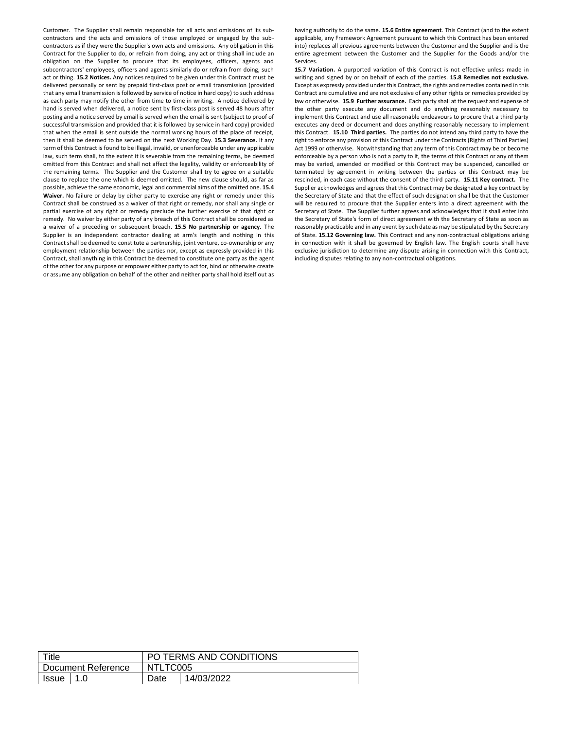Customer. The Supplier shall remain responsible for all acts and omissions of its sub-contractors and the acts and omissions of those employed or engaged by the sub-contractors as if they were the Supplier's own acts and omissions. Any obligation in this Contract for the Supplier to do, or refrain from doing, any act or thing shall include an obligation on the Supplier to procure that its employees, officers, agents and subcontractors' employees, officers and agents similarly do or refrain from doing, such act or thing. **15.2 Notices.** Any notices required to be given under this Contract must be delivered personally or sent by prepaid first-class post or email transmission (provided that any email transmission is followed by service of notice in hard copy) to such address as each party may notify the other from time to time in writing. A notice delivered by hand is served when delivered, a notice sent by first-class post is served 48 hours after posting and a notice served by email is served when the email is sent (subject to proof of successful transmission and provided that it is followed by service in hard copy) provided that when the email is sent outside the normal working hours of the place of receipt, then it shall be deemed to be served on the next Working Day. **15.3 Severance.** If any term of this Contract is found to be illegal, invalid, or unenforceable under any applicable law, such term shall, to the extent it is severable from the remaining terms, be deemed omitted from this Contract and shall not affect the legality, validity or enforceability of the remaining terms. The Supplier and the Customer shall try to agree on a suitable clause to replace the one which is deemed omitted. The new clause should, as far as possible, achieve the same economic, legal and commercial aims of the omitted one. **15.4 Waiver.** No failure or delay by either party to exercise any right or remedy under this Contract shall be construed as a waiver of that right or remedy, nor shall any single or partial exercise of any right or remedy preclude the further exercise of that right or remedy. No waiver by either party of any breach of this Contract shall be considered as a waiver of a preceding or subsequent breach. **15.5 No partnership or agency.** The Supplier is an independent contractor dealing at arm's length and nothing in this Contract shall be deemed to constitute a partnership, joint venture, co-ownership or any employment relationship between the parties nor, except as expressly provided in this Contract, shall anything in this Contract be deemed to constitute one party as the agent of the other for any purpose or empower either party to act for, bind or otherwise create or assume any obligation on behalf of the other and neither party shall hold itself out as having authority to do the same. **15.6 Entire agreement**. This Contract (and to the extent applicable, any Framework Agreement pursuant to which this Contract has been entered into) replaces all previous agreements between the Customer and the Supplier and is the entire agreement between the Customer and the Supplier for the Goods and/or the Services.

**15.7 Variation.** A purported variation of this Contract is not effective unless made in writing and signed by or on behalf of each of the parties. **15.8 Remedies not exclusive.** Except as expressly provided under this Contract, the rights and remedies contained in this Contract are cumulative and are not exclusive of any other rights or remedies provided by law or otherwise. **15.9 Further assurance.** Each party shall at the request and expense of the other party execute any document and do anything reasonably necessary to implement this Contract and use all reasonable endeavours to procure that a third party executes any deed or document and does anything reasonably necessary to implement this Contract. **15.10 Third parties.** The parties do not intend any third party to have the right to enforce any provision of this Contract under the Contracts (Rights of Third Parties) Act 1999 or otherwise. Notwithstanding that any term of this Contract may be or become enforceable by a person who is not a party to it, the terms of this Contract or any of them may be varied, amended or modified or this Contract may be suspended, cancelled or terminated by agreement in writing between the parties or this Contract may be rescinded, in each case without the consent of the third party. **15.11 Key contract.** The Supplier acknowledges and agrees that this Contract may be designated a key contract by the Secretary of State and that the effect of such designation shall be that the Customer will be required to procure that the Supplier enters into a direct agreement with the Secretary of State. The Supplier further agrees and acknowledges that it shall enter into the Secretary of State's form of direct agreement with the Secretary of State as soon as reasonably practicable and in any event by such date as may be stipulated by the Secretary of State. **15.12 Governing law.** This Contract and any non-contractual obligations arising in connection with it shall be governed by English law. The English courts shall have exclusive jurisdiction to determine any dispute arising in connection with this Contract, including disputes relating to any non-contractual obligations.